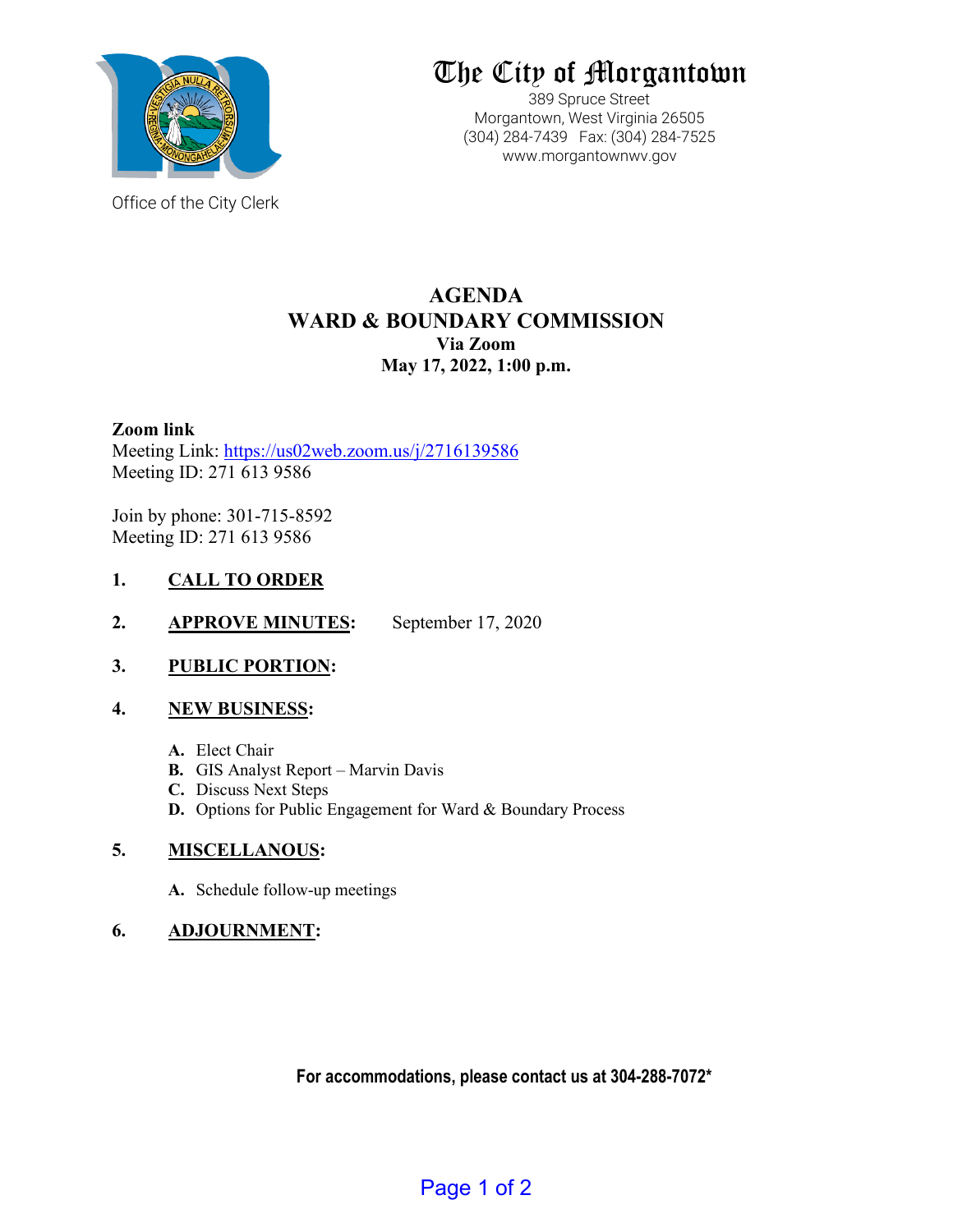# The City of Morgantown

389 Spruce Street
Morgantown, West Virginia 26505
(304) 284-7439 Fax: (304) 284-7525
www.morgantownwv.gov

Office of the City Clerk

## AGENDA
## WARD & BOUNDARY COMMISSION
### Via Zoom
### May 17, 2022, 1:00 p.m.

**Zoom link**
Meeting Link: https://us02web.zoom.us/j/2716139586
Meeting ID: 271 613 9586

Join by phone: 301-715-8592
Meeting ID: 271 613 9586

1. **CALL TO ORDER**

2. **APPROVE MINUTES:** September 17, 2020

3. **PUBLIC PORTION:**

4. **NEW BUSINESS:**

   **A.** Elect Chair
   **B.** GIS Analyst Report – Marvin Davis
   **C.** Discuss Next Steps
   **D.** Options for Public Engagement for Ward & Boundary Process

5. **MISCELLANOUS:**

   **A.** Schedule follow-up meetings

6. **ADJOURNMENT:**

**For accommodations, please contact us at 304-288-7072***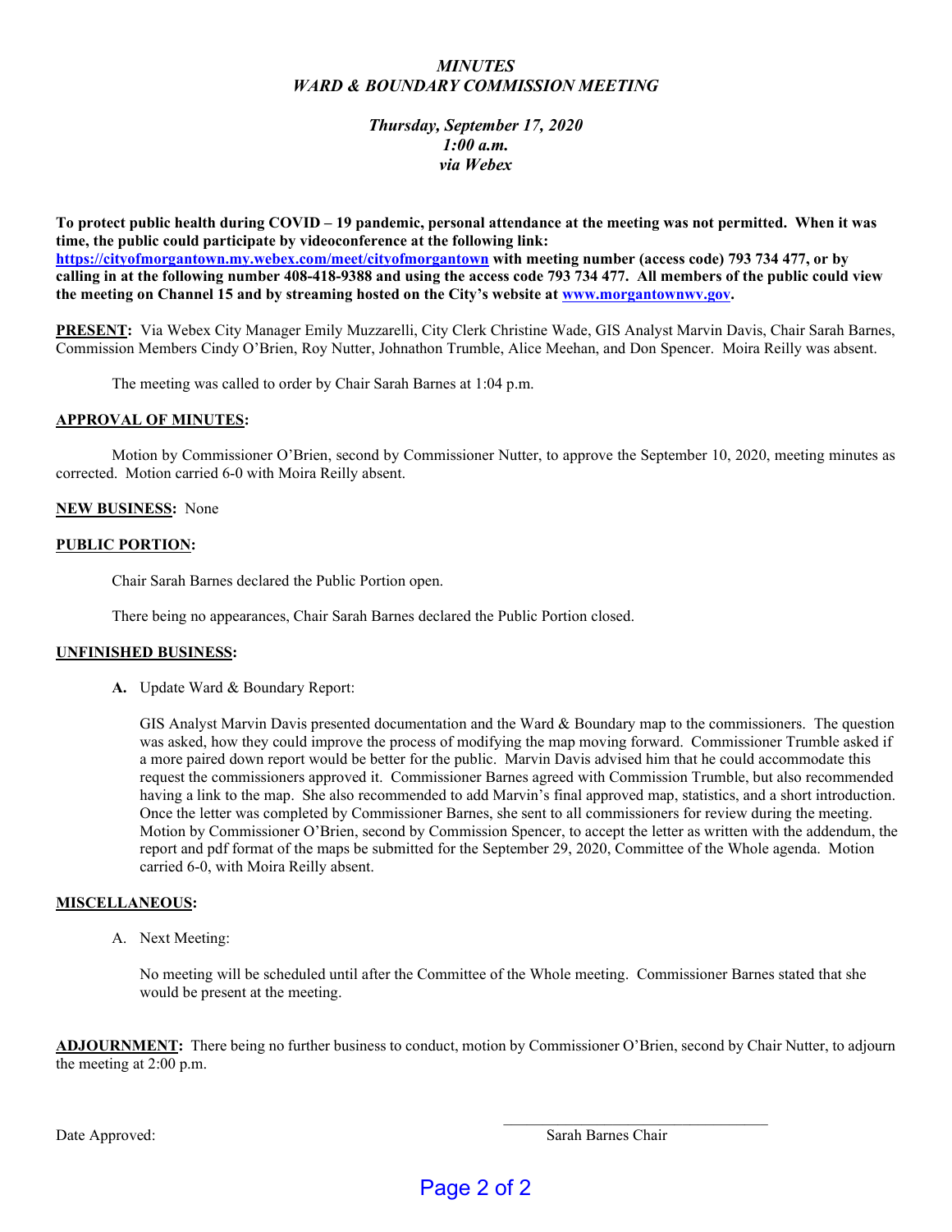*MINUTES*
*WARD & BOUNDARY COMMISSION MEETING*

*Thursday, September 17, 2020*
*1:00 a.m.*
*via Webex*

**To protect public health during COVID – 19 pandemic, personal attendance at the meeting was not permitted. When it was time, the public could participate by videoconference at the following link: https://cityofmorgantown.my.webex.com/meet/cityofmorgantown with meeting number (access code) 793 734 477, or by calling in at the following number 408-418-9388 and using the access code 793 734 477. All members of the public could view the meeting on Channel 15 and by streaming hosted on the City's website at www.morgantownwv.gov.**

**PRESENT:** Via Webex City Manager Emily Muzzarelli, City Clerk Christine Wade, GIS Analyst Marvin Davis, Chair Sarah Barnes, Commission Members Cindy O'Brien, Roy Nutter, Johnathon Trumble, Alice Meehan, and Don Spencer. Moira Reilly was absent.

The meeting was called to order by Chair Sarah Barnes at 1:04 p.m.

**APPROVAL OF MINUTES:**

Motion by Commissioner O'Brien, second by Commissioner Nutter, to approve the September 10, 2020, meeting minutes as corrected. Motion carried 6-0 with Moira Reilly absent.

**NEW BUSINESS:** None

**PUBLIC PORTION:**

Chair Sarah Barnes declared the Public Portion open.

There being no appearances, Chair Sarah Barnes declared the Public Portion closed.

**UNFINISHED BUSINESS:**

**A.** Update Ward & Boundary Report:

GIS Analyst Marvin Davis presented documentation and the Ward & Boundary map to the commissioners. The question was asked, how they could improve the process of modifying the map moving forward. Commissioner Trumble asked if a more paired down report would be better for the public. Marvin Davis advised him that he could accommodate this request the commissioners approved it. Commissioner Barnes agreed with Commission Trumble, but also recommended having a link to the map. She also recommended to add Marvin's final approved map, statistics, and a short introduction. Once the letter was completed by Commissioner Barnes, she sent to all commissioners for review during the meeting. Motion by Commissioner O'Brien, second by Commission Spencer, to accept the letter as written with the addendum, the report and pdf format of the maps be submitted for the September 29, 2020, Committee of the Whole agenda. Motion carried 6-0, with Moira Reilly absent.

**MISCELLANEOUS:**

A. Next Meeting:

No meeting will be scheduled until after the Committee of the Whole meeting. Commissioner Barnes stated that she would be present at the meeting.

**ADJOURNMENT:** There being no further business to conduct, motion by Commissioner O'Brien, second by Chair Nutter, to adjourn the meeting at 2:00 p.m.

Date Approved: ______________________________

Sarah Barnes Chair